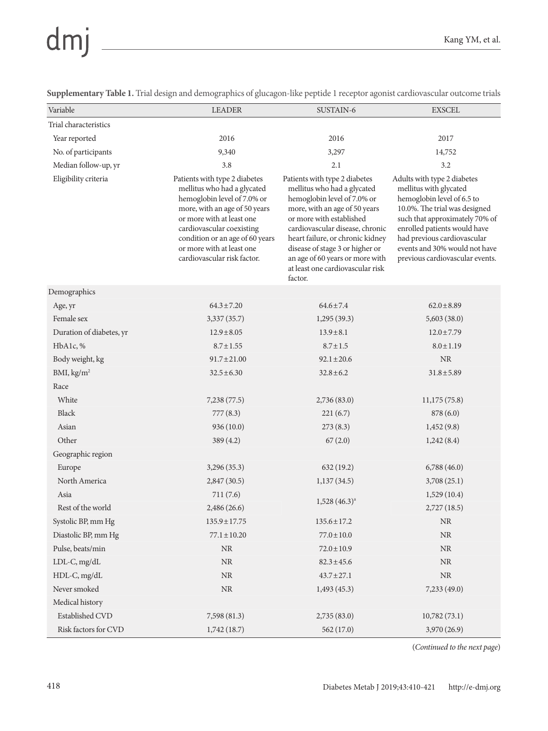**Supplementary Table 1.** Trial design and demographics of glucagon-like peptide 1 receptor agonist cardiovascular outcome trials

| Variable | LEADER | SUSTAIN-6 | EXSCEL |
|---|---|---|---|
| Trial characteristics | | | |
| Year reported | 2016 | 2016 | 2017 |
| No. of participants | 9,340 | 3,297 | 14,752 |
| Median follow-up, yr | 3.8 | 2.1 | 3.2 |
| Eligibility criteria | Patients with type 2 diabetes mellitus who had a glycated hemoglobin level of 7.0% or more, with an age of 50 years or more with at least one cardiovascular coexisting condition or an age of 60 years or more with at least one cardiovascular risk factor. | Patients with type 2 diabetes mellitus who had a glycated hemoglobin level of 7.0% or more, with an age of 50 years or more with established cardiovascular disease, chronic heart failure, or chronic kidney disease of stage 3 or higher or an age of 60 years or more with at least one cardiovascular risk factor. | Adults with type 2 diabetes mellitus with glycated hemoglobin level of 6.5 to 10.0%. The trial was designed such that approximately 70% of enrolled patients would have had previous cardiovascular events and 30% would not have previous cardiovascular events. |
| Demographics | | | |
| Age, yr | 64.3±7.20 | 64.6±7.4 | 62.0±8.89 |
| Female sex | 3,337 (35.7) | 1,295 (39.3) | 5,603 (38.0) |
| Duration of diabetes, yr | 12.9±8.05 | 13.9±8.1 | 12.0±7.79 |
| HbA1c, % | 8.7±1.55 | 8.7±1.5 | 8.0±1.19 |
| Body weight, kg | 91.7±21.00 | 92.1±20.6 | NR |
| BMI, kg/m$^2$ | 32.5±6.30 | 32.8±6.2 | 31.8±5.89 |
| Race | | | |
| White | 7,238 (77.5) | 2,736 (83.0) | 11,175 (75.8) |
| Black | 777 (8.3) | 221 (6.7) | 878 (6.0) |
| Asian | 936 (10.0) | 273 (8.3) | 1,452 (9.8) |
| Other | 389 (4.2) | 67 (2.0) | 1,242 (8.4) |
| Geographic region | | | |
| Europe | 3,296 (35.3) | 632 (19.2) | 6,788 (46.0) |
| North America | 2,847 (30.5) | 1,137 (34.5) | 3,708 (25.1) |
| Asia | 711 (7.6) | 1,528 (46.3)[a] | 1,529 (10.4) |
| Rest of the world | 2,486 (26.6) | | 2,727 (18.5) |
| Systolic BP, mm Hg | 135.9±17.75 | 135.6±17.2 | NR |
| Diastolic BP, mm Hg | 77.1±10.20 | 77.0±10.0 | NR |
| Pulse, beats/min | NR | 72.0±10.9 | NR |
| LDL-C, mg/dL | NR | 82.3±45.6 | NR |
| HDL-C, mg/dL | NR | 43.7±27.1 | NR |
| Never smoked | NR | 1,493 (45.3) | 7,233 (49.0) |
| Medical history | | | |
| Established CVD | 7,598 (81.3) | 2,735 (83.0) | 10,782 (73.1) |
| Risk factors for CVD | 1,742 (18.7) | 562 (17.0) | 3,970 (26.9) |

(*Continued to the next page*)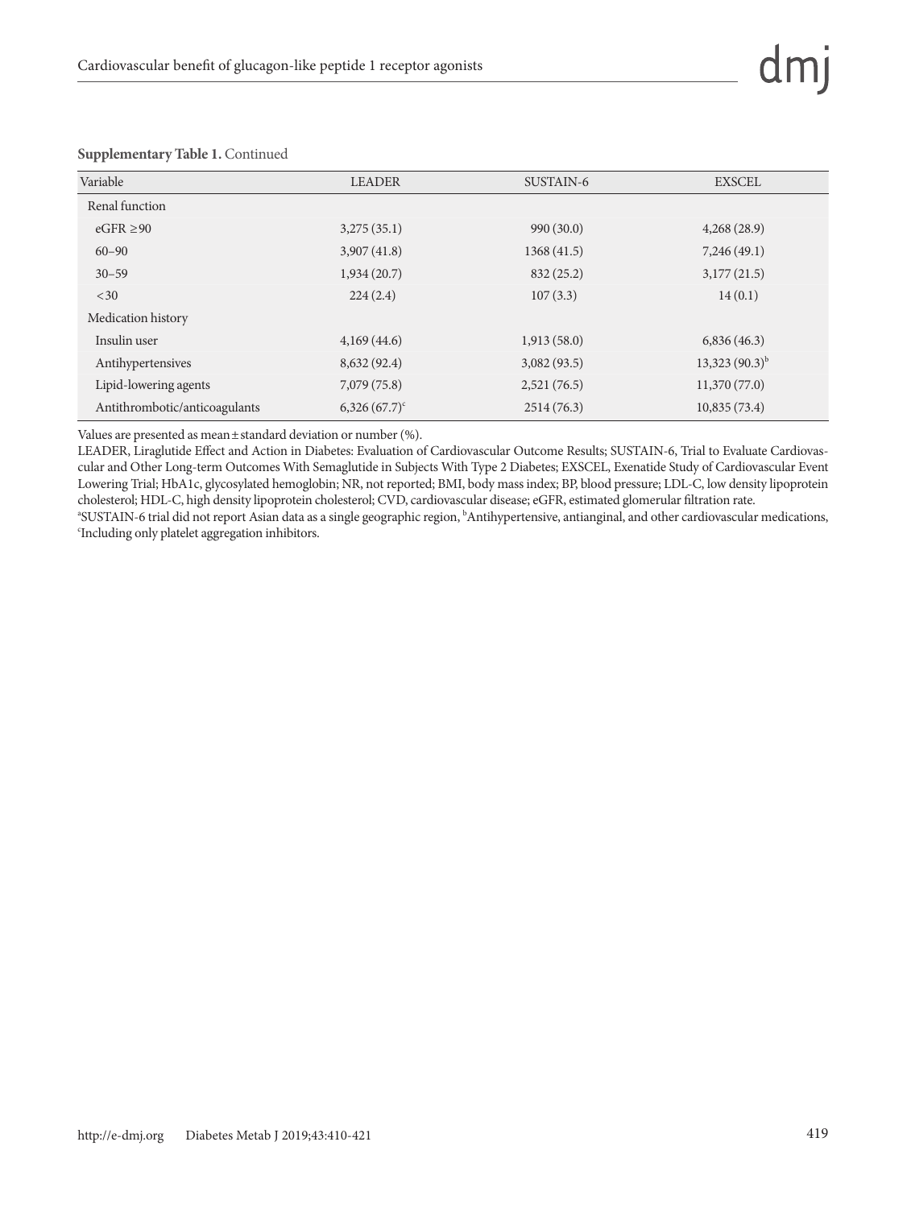**Supplementary Table 1.** Continued

| Variable | LEADER | SUSTAIN-6 | EXSCEL |
|---|---|---|---|
| Renal function | | | |
| eGFR ≥90 | 3,275 (35.1) | 990 (30.0) | 4,268 (28.9) |
| 60–90 | 3,907 (41.8) | 1368 (41.5) | 7,246 (49.1) |
| 30–59 | 1,934 (20.7) | 832 (25.2) | 3,177 (21.5) |
| <30 | 224 (2.4) | 107 (3.3) | 14 (0.1) |
| Medication history | | | |
| Insulin user | 4,169 (44.6) | 1,913 (58.0) | 6,836 (46.3) |
| Antihypertensives | 8,632 (92.4) | 3,082 (93.5) | 13,323 (90.3)[b] |
| Lipid-lowering agents | 7,079 (75.8) | 2,521 (76.5) | 11,370 (77.0) |
| Antithrombotic/anticoagulants | 6,326 (67.7)[c] | 2514 (76.3) | 10,835 (73.4) |

Values are presented as mean±standard deviation or number (%).

LEADER, Liraglutide Effect and Action in Diabetes: Evaluation of Cardiovascular Outcome Results; SUSTAIN-6, Trial to Evaluate Cardiovascular and Other Long-term Outcomes With Semaglutide in Subjects With Type 2 Diabetes; EXSCEL, Exenatide Study of Cardiovascular Event Lowering Trial; HbA1c, glycosylated hemoglobin; NR, not reported; BMI, body mass index; BP, blood pressure; LDL-C, low density lipoprotein cholesterol; HDL-C, high density lipoprotein cholesterol; CVD, cardiovascular disease; eGFR, estimated glomerular filtration rate.

[a]SUSTAIN-6 trial did not report Asian data as a single geographic region, [b]Antihypertensive, antianginal, and other cardiovascular medications, [c]Including only platelet aggregation inhibitors.